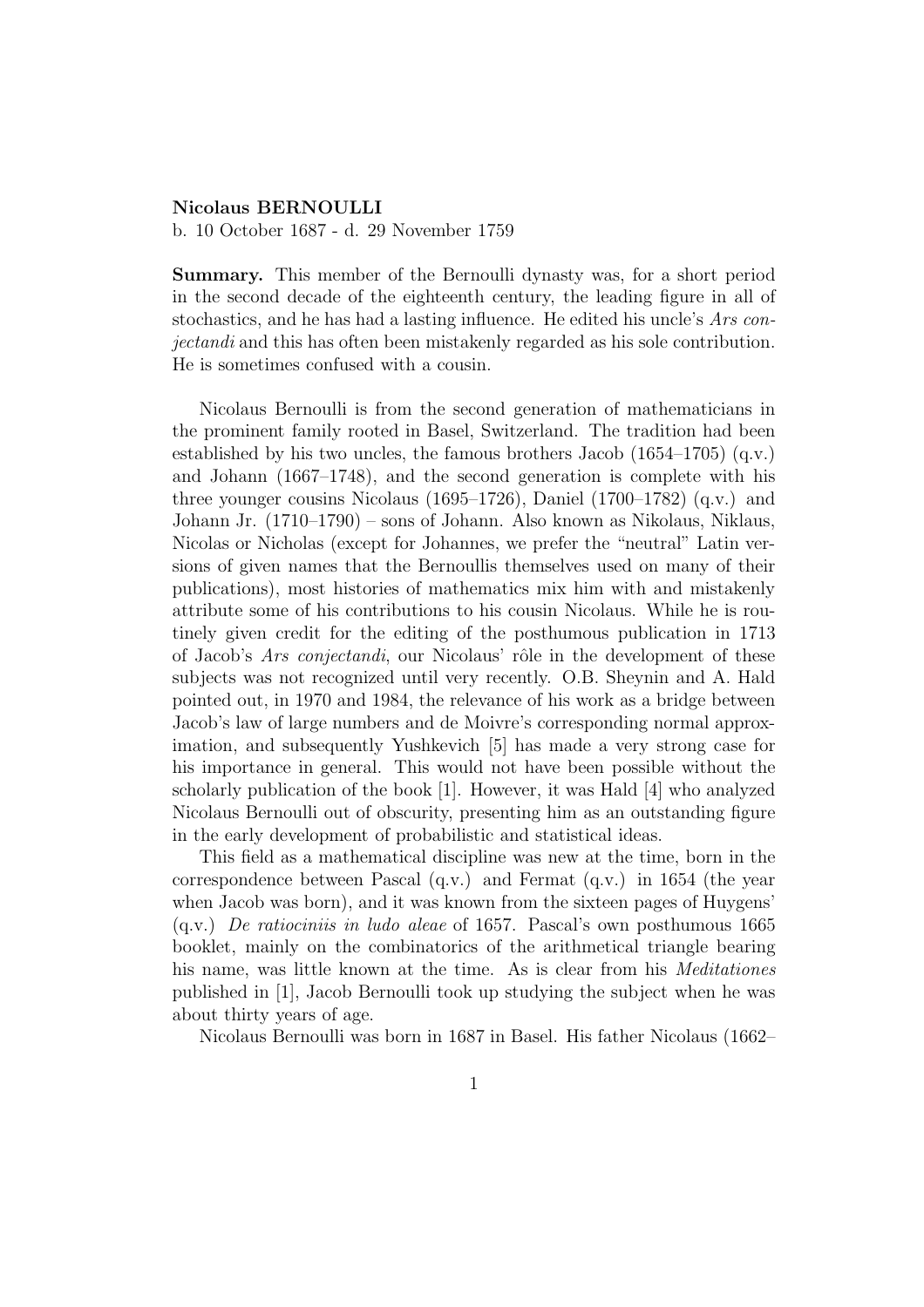**Nicolaus BERNOULLI**
b. 10 October 1687 - d. 29 November 1759

**Summary.** This member of the Bernoulli dynasty was, for a short period in the second decade of the eighteenth century, the leading figure in all of stochastics, and he has had a lasting influence. He edited his uncle's *Ars conjectandi* and this has often been mistakenly regarded as his sole contribution. He is sometimes confused with a cousin.

Nicolaus Bernoulli is from the second generation of mathematicians in the prominent family rooted in Basel, Switzerland. The tradition had been established by his two uncles, the famous brothers Jacob (1654–1705) (q.v.) and Johann (1667–1748), and the second generation is complete with his three younger cousins Nicolaus (1695–1726), Daniel (1700–1782) (q.v.) and Johann Jr. (1710–1790) – sons of Johann. Also known as Nikolaus, Niklaus, Nicolas or Nicholas (except for Johannes, we prefer the "neutral" Latin versions of given names that the Bernoullis themselves used on many of their publications), most histories of mathematics mix him with and mistakenly attribute some of his contributions to his cousin Nicolaus. While he is routinely given credit for the editing of the posthumous publication in 1713 of Jacob's *Ars conjectandi*, our Nicolaus' rôle in the development of these subjects was not recognized until very recently. O.B. Sheynin and A. Hald pointed out, in 1970 and 1984, the relevance of his work as a bridge between Jacob's law of large numbers and de Moivre's corresponding normal approximation, and subsequently Yushkevich [5] has made a very strong case for his importance in general. This would not have been possible without the scholarly publication of the book [1]. However, it was Hald [4] who analyzed Nicolaus Bernoulli out of obscurity, presenting him as an outstanding figure in the early development of probabilistic and statistical ideas.

This field as a mathematical discipline was new at the time, born in the correspondence between Pascal (q.v.) and Fermat (q.v.) in 1654 (the year when Jacob was born), and it was known from the sixteen pages of Huygens' (q.v.) *De ratiociniis in ludo aleae* of 1657. Pascal's own posthumous 1665 booklet, mainly on the combinatorics of the arithmetical triangle bearing his name, was little known at the time. As is clear from his *Meditationes* published in [1], Jacob Bernoulli took up studying the subject when he was about thirty years of age.

Nicolaus Bernoulli was born in 1687 in Basel. His father Nicolaus (1662–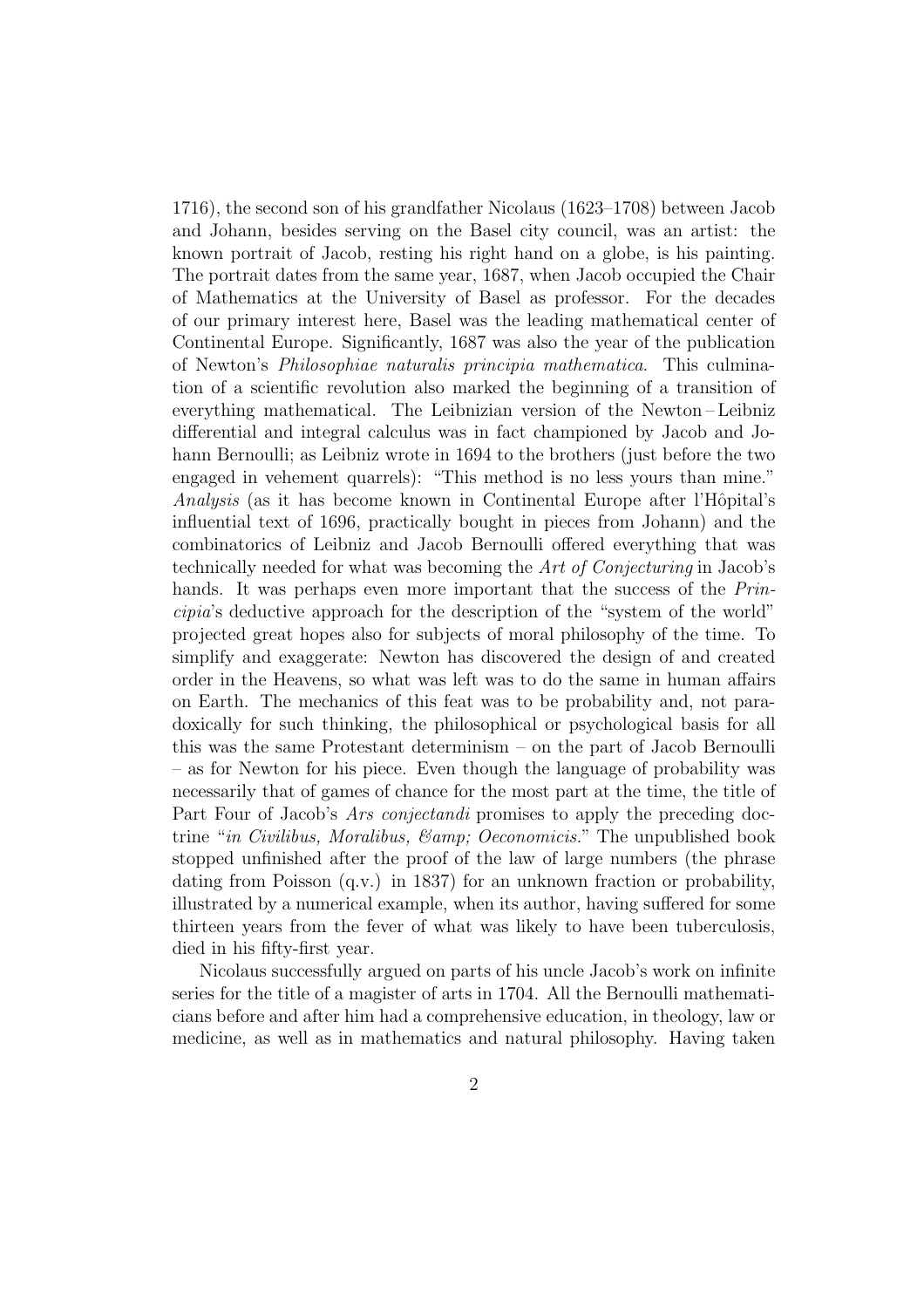1716), the second son of his grandfather Nicolaus (1623–1708) between Jacob and Johann, besides serving on the Basel city council, was an artist: the known portrait of Jacob, resting his right hand on a globe, is his painting. The portrait dates from the same year, 1687, when Jacob occupied the Chair of Mathematics at the University of Basel as professor. For the decades of our primary interest here, Basel was the leading mathematical center of Continental Europe. Significantly, 1687 was also the year of the publication of Newton's *Philosophiae naturalis principia mathematica*. This culmination of a scientific revolution also marked the beginning of a transition of everything mathematical. The Leibnizian version of the Newton – Leibniz differential and integral calculus was in fact championed by Jacob and Johann Bernoulli; as Leibniz wrote in 1694 to the brothers (just before the two engaged in vehement quarrels): "This method is no less yours than mine." *Analysis* (as it has become known in Continental Europe after l'Hôpital's influential text of 1696, practically bought in pieces from Johann) and the combinatorics of Leibniz and Jacob Bernoulli offered everything that was technically needed for what was becoming the *Art of Conjecturing* in Jacob's hands. It was perhaps even more important that the success of the *Principia*'s deductive approach for the description of the "system of the world" projected great hopes also for subjects of moral philosophy of the time. To simplify and exaggerate: Newton has discovered the design of and created order in the Heavens, so what was left was to do the same in human affairs on Earth. The mechanics of this feat was to be probability and, not paradoxically for such thinking, the philosophical or psychological basis for all this was the same Protestant determinism – on the part of Jacob Bernoulli – as for Newton for his piece. Even though the language of probability was necessarily that of games of chance for the most part at the time, the title of Part Four of Jacob's *Ars conjectandi* promises to apply the preceding doctrine "*in Civilibus, Moralibus, &amp; Oeconomicis*." The unpublished book stopped unfinished after the proof of the law of large numbers (the phrase dating from Poisson (q.v.) in 1837) for an unknown fraction or probability, illustrated by a numerical example, when its author, having suffered for some thirteen years from the fever of what was likely to have been tuberculosis, died in his fifty-first year.

Nicolaus successfully argued on parts of his uncle Jacob's work on infinite series for the title of a magister of arts in 1704. All the Bernoulli mathematicians before and after him had a comprehensive education, in theology, law or medicine, as well as in mathematics and natural philosophy. Having taken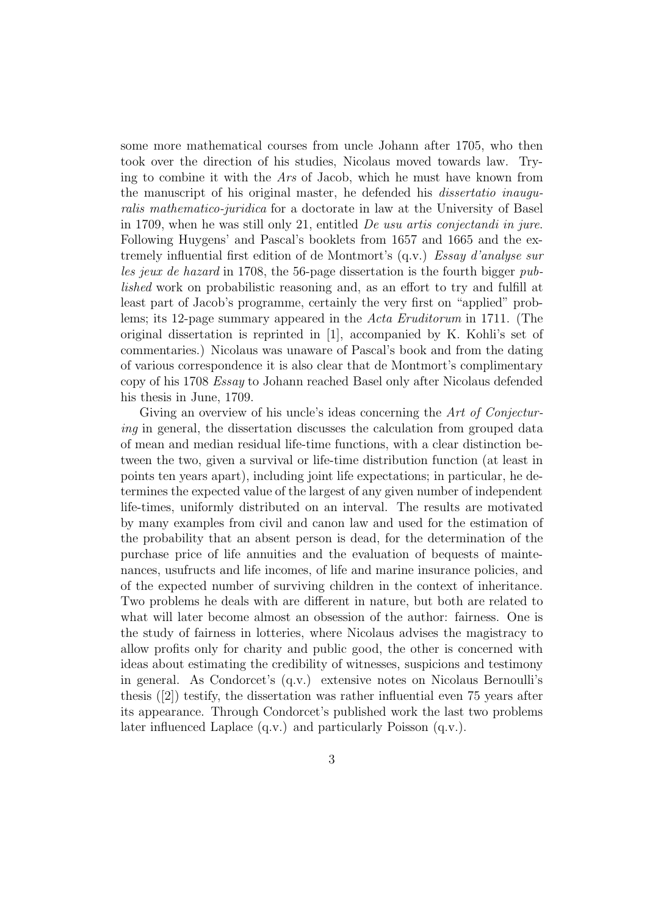some more mathematical courses from uncle Johann after 1705, who then took over the direction of his studies, Nicolaus moved towards law. Trying to combine it with the *Ars* of Jacob, which he must have known from the manuscript of his original master, he defended his *dissertatio inauguralis mathematico-juridica* for a doctorate in law at the University of Basel in 1709, when he was still only 21, entitled *De usu artis conjectandi in jure.* Following Huygens' and Pascal's booklets from 1657 and 1665 and the extremely influential first edition of de Montmort's (q.v.) *Essay d'analyse sur les jeux de hazard* in 1708, the 56-page dissertation is the fourth bigger *published* work on probabilistic reasoning and, as an effort to try and fulfill at least part of Jacob's programme, certainly the very first on "applied" problems; its 12-page summary appeared in the *Acta Eruditorum* in 1711. (The original dissertation is reprinted in [1], accompanied by K. Kohli's set of commentaries.) Nicolaus was unaware of Pascal's book and from the dating of various correspondence it is also clear that de Montmort's complimentary copy of his 1708 *Essay* to Johann reached Basel only after Nicolaus defended his thesis in June, 1709.

Giving an overview of his uncle's ideas concerning the *Art of Conjecturing* in general, the dissertation discusses the calculation from grouped data of mean and median residual life-time functions, with a clear distinction between the two, given a survival or life-time distribution function (at least in points ten years apart), including joint life expectations; in particular, he determines the expected value of the largest of any given number of independent life-times, uniformly distributed on an interval. The results are motivated by many examples from civil and canon law and used for the estimation of the probability that an absent person is dead, for the determination of the purchase price of life annuities and the evaluation of bequests of maintenances, usufructs and life incomes, of life and marine insurance policies, and of the expected number of surviving children in the context of inheritance. Two problems he deals with are different in nature, but both are related to what will later become almost an obsession of the author: fairness. One is the study of fairness in lotteries, where Nicolaus advises the magistracy to allow profits only for charity and public good, the other is concerned with ideas about estimating the credibility of witnesses, suspicions and testimony in general. As Condorcet's (q.v.) extensive notes on Nicolaus Bernoulli's thesis ([2]) testify, the dissertation was rather influential even 75 years after its appearance. Through Condorcet's published work the last two problems later influenced Laplace (q.v.) and particularly Poisson (q.v.).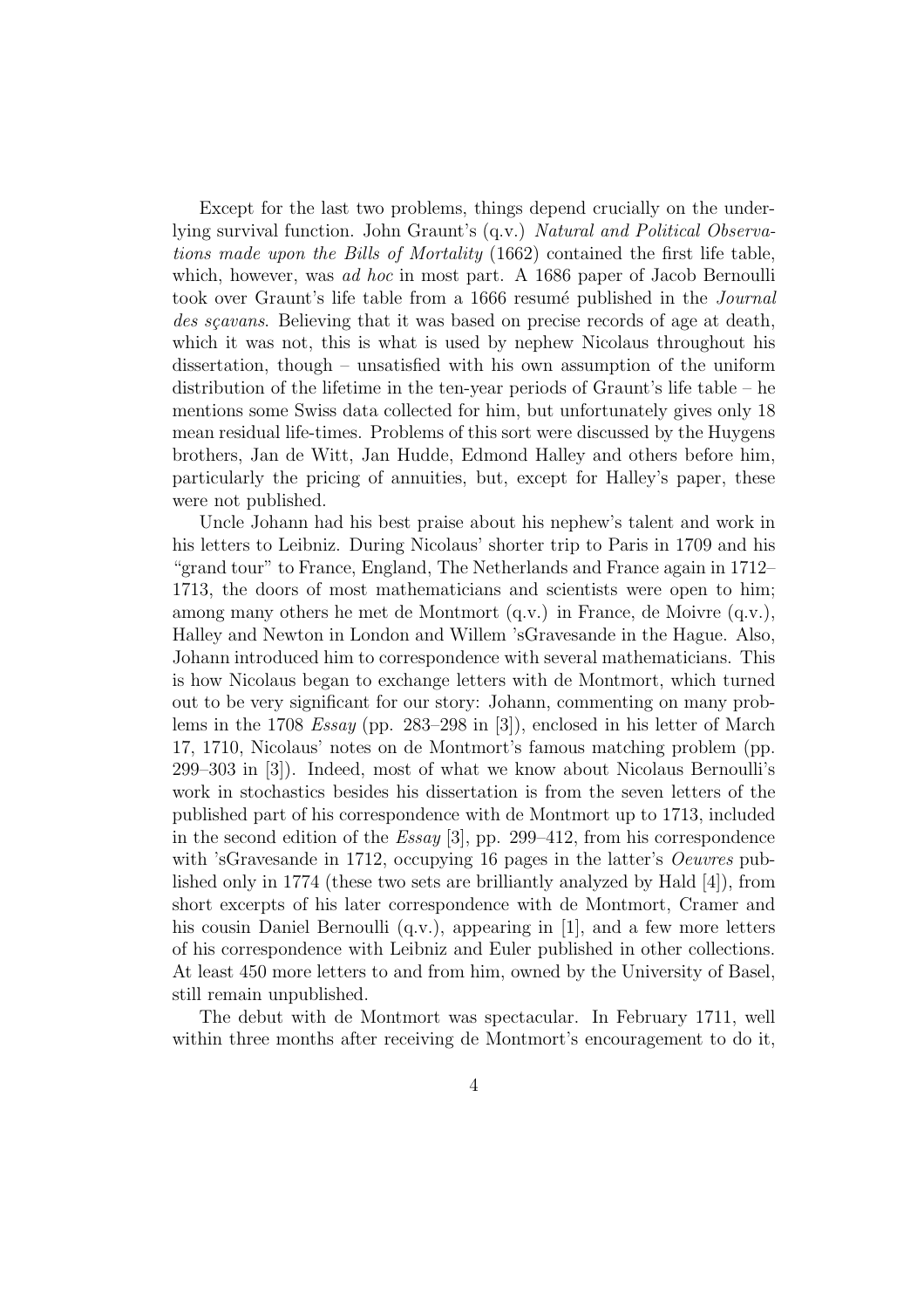Except for the last two problems, things depend crucially on the underlying survival function. John Graunt's (q.v.) *Natural and Political Observations made upon the Bills of Mortality* (1662) contained the first life table, which, however, was *ad hoc* in most part. A 1686 paper of Jacob Bernoulli took over Graunt's life table from a 1666 resumé published in the *Journal des sçavans*. Believing that it was based on precise records of age at death, which it was not, this is what is used by nephew Nicolaus throughout his dissertation, though – unsatisfied with his own assumption of the uniform distribution of the lifetime in the ten-year periods of Graunt's life table – he mentions some Swiss data collected for him, but unfortunately gives only 18 mean residual life-times. Problems of this sort were discussed by the Huygens brothers, Jan de Witt, Jan Hudde, Edmond Halley and others before him, particularly the pricing of annuities, but, except for Halley's paper, these were not published.

Uncle Johann had his best praise about his nephew's talent and work in his letters to Leibniz. During Nicolaus' shorter trip to Paris in 1709 and his "grand tour" to France, England, The Netherlands and France again in 1712–1713, the doors of most mathematicians and scientists were open to him; among many others he met de Montmort (q.v.) in France, de Moivre (q.v.), Halley and Newton in London and Willem 'sGravesande in the Hague. Also, Johann introduced him to correspondence with several mathematicians. This is how Nicolaus began to exchange letters with de Montmort, which turned out to be very significant for our story: Johann, commenting on many problems in the 1708 *Essay* (pp. 283–298 in [3]), enclosed in his letter of March 17, 1710, Nicolaus' notes on de Montmort's famous matching problem (pp. 299–303 in [3]). Indeed, most of what we know about Nicolaus Bernoulli's work in stochastics besides his dissertation is from the seven letters of the published part of his correspondence with de Montmort up to 1713, included in the second edition of the *Essay* [3], pp. 299–412, from his correspondence with 'sGravesande in 1712, occupying 16 pages in the latter's *Oeuvres* published only in 1774 (these two sets are brilliantly analyzed by Hald [4]), from short excerpts of his later correspondence with de Montmort, Cramer and his cousin Daniel Bernoulli (q.v.), appearing in [1], and a few more letters of his correspondence with Leibniz and Euler published in other collections. At least 450 more letters to and from him, owned by the University of Basel, still remain unpublished.

The debut with de Montmort was spectacular. In February 1711, well within three months after receiving de Montmort's encouragement to do it,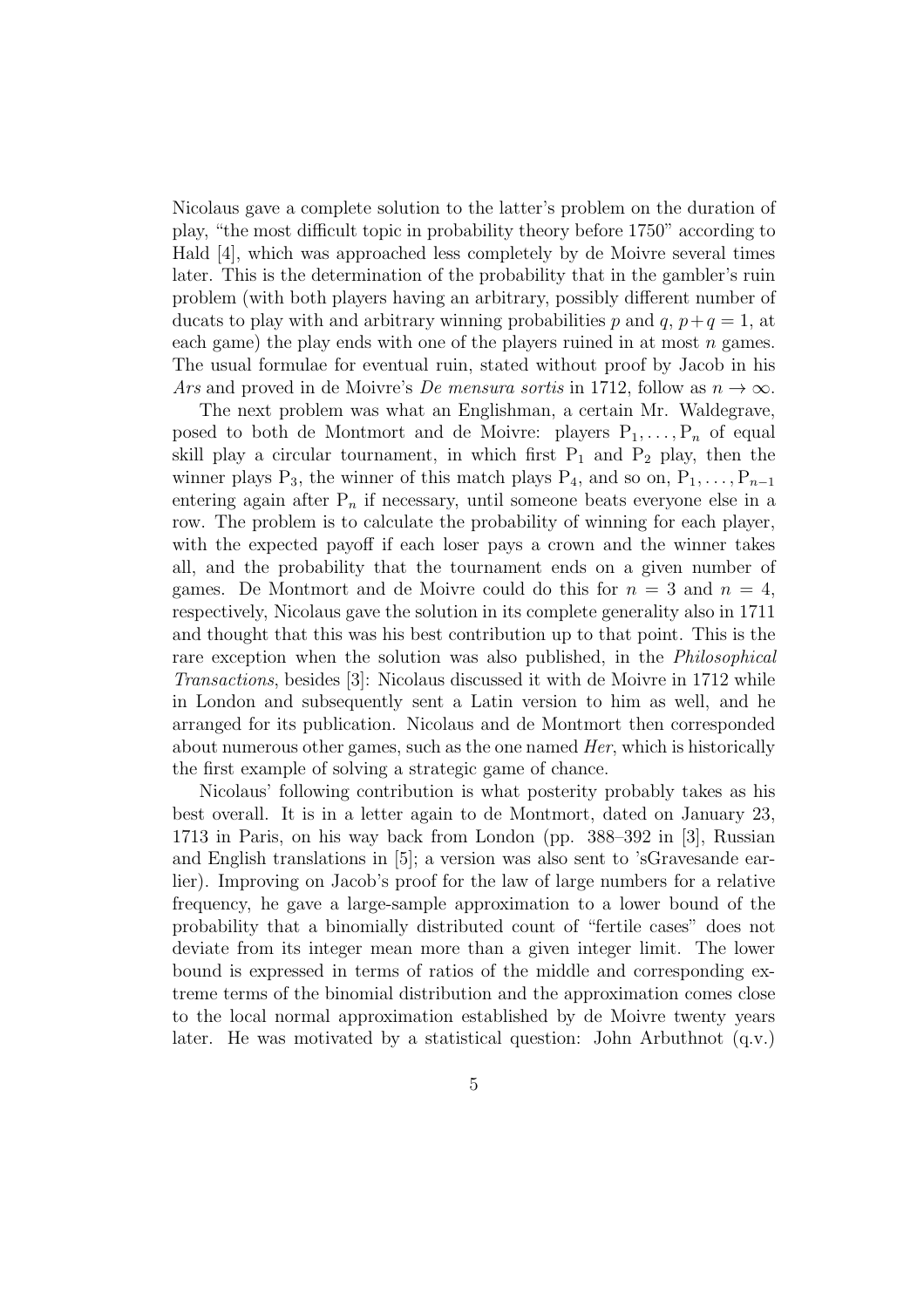Nicolaus gave a complete solution to the latter's problem on the duration of play, "the most difficult topic in probability theory before 1750" according to Hald [4], which was approached less completely by de Moivre several times later. This is the determination of the probability that in the gambler's ruin problem (with both players having an arbitrary, possibly different number of ducats to play with and arbitrary winning probabilities $p$ and $q$, $p+q=1$, at each game) the play ends with one of the players ruined in at most $n$ games. The usual formulae for eventual ruin, stated without proof by Jacob in his *Ars* and proved in de Moivre's *De mensura sortis* in 1712, follow as $n \to \infty$.

The next problem was what an Englishman, a certain Mr. Waldegrave, posed to both de Montmort and de Moivre: players $\mathrm{P}_1, \ldots, \mathrm{P}_n$ of equal skill play a circular tournament, in which first $\mathrm{P}_1$ and $\mathrm{P}_2$ play, then the winner plays $\mathrm{P}_3$, the winner of this match plays $\mathrm{P}_4$, and so on, $\mathrm{P}_1, \ldots, \mathrm{P}_{n-1}$ entering again after $\mathrm{P}_n$ if necessary, until someone beats everyone else in a row. The problem is to calculate the probability of winning for each player, with the expected payoff if each loser pays a crown and the winner takes all, and the probability that the tournament ends on a given number of games. De Montmort and de Moivre could do this for $n = 3$ and $n = 4$, respectively, Nicolaus gave the solution in its complete generality also in 1711 and thought that this was his best contribution up to that point. This is the rare exception when the solution was also published, in the *Philosophical Transactions*, besides [3]: Nicolaus discussed it with de Moivre in 1712 while in London and subsequently sent a Latin version to him as well, and he arranged for its publication. Nicolaus and de Montmort then corresponded about numerous other games, such as the one named *Her*, which is historically the first example of solving a strategic game of chance.

Nicolaus' following contribution is what posterity probably takes as his best overall. It is in a letter again to de Montmort, dated on January 23, 1713 in Paris, on his way back from London (pp. 388–392 in [3], Russian and English translations in [5]; a version was also sent to 'sGravesande earlier). Improving on Jacob's proof for the law of large numbers for a relative frequency, he gave a large-sample approximation to a lower bound of the probability that a binomially distributed count of "fertile cases" does not deviate from its integer mean more than a given integer limit. The lower bound is expressed in terms of ratios of the middle and corresponding extreme terms of the binomial distribution and the approximation comes close to the local normal approximation established by de Moivre twenty years later. He was motivated by a statistical question: John Arbuthnot (q.v.)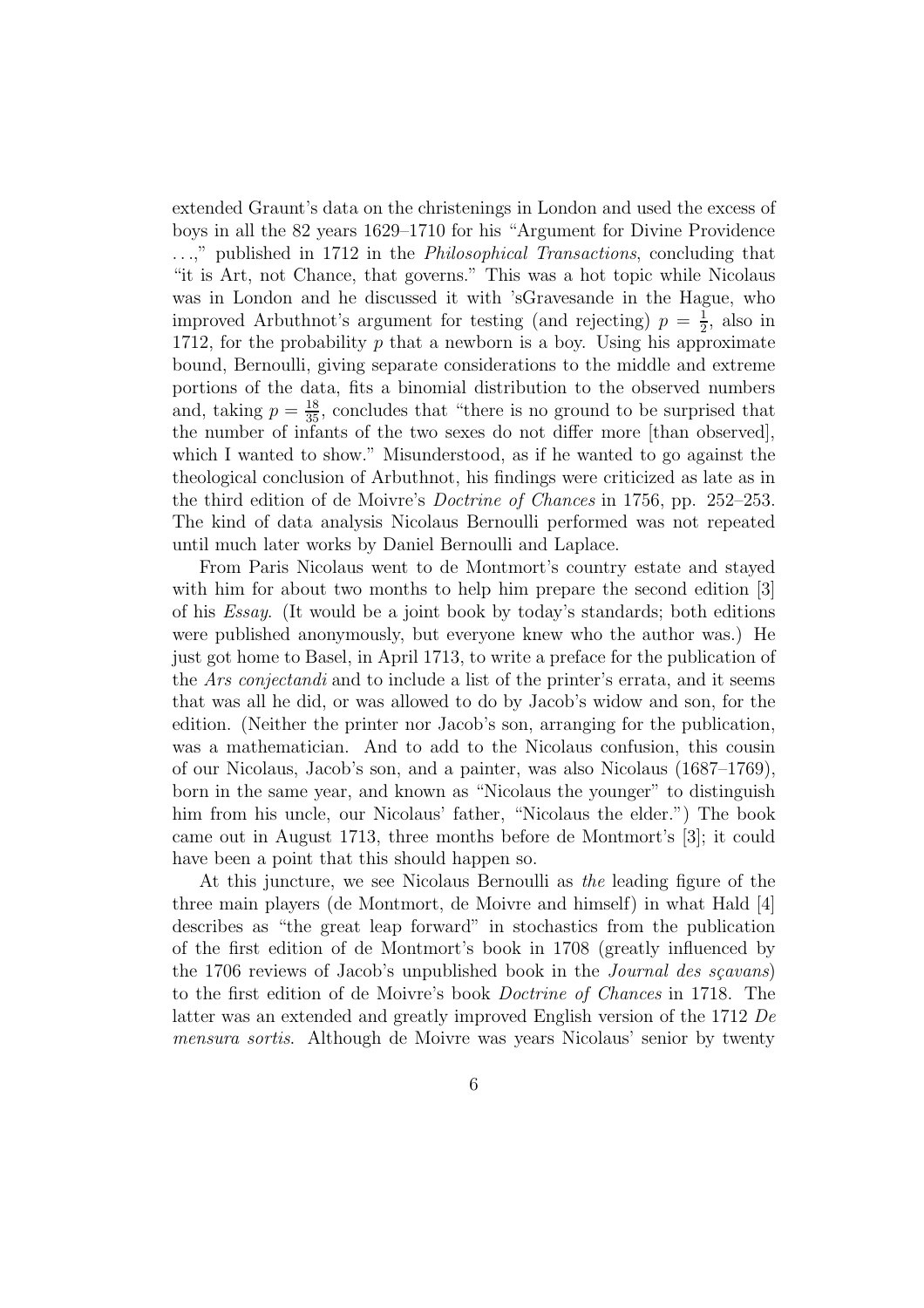extended Graunt's data on the christenings in London and used the excess of boys in all the 82 years 1629–1710 for his "Argument for Divine Providence ...," published in 1712 in the *Philosophical Transactions*, concluding that "it is Art, not Chance, that governs." This was a hot topic while Nicolaus was in London and he discussed it with 'sGravesande in the Hague, who improved Arbuthnot's argument for testing (and rejecting) $p = \frac{1}{2}$, also in 1712, for the probability $p$ that a newborn is a boy. Using his approximate bound, Bernoulli, giving separate considerations to the middle and extreme portions of the data, fits a binomial distribution to the observed numbers and, taking $p = \frac{18}{35}$, concludes that "there is no ground to be surprised that the number of infants of the two sexes do not differ more [than observed], which I wanted to show." Misunderstood, as if he wanted to go against the theological conclusion of Arbuthnot, his findings were criticized as late as in the third edition of de Moivre's *Doctrine of Chances* in 1756, pp. 252–253. The kind of data analysis Nicolaus Bernoulli performed was not repeated until much later works by Daniel Bernoulli and Laplace.

From Paris Nicolaus went to de Montmort's country estate and stayed with him for about two months to help him prepare the second edition [3] of his *Essay*. (It would be a joint book by today's standards; both editions were published anonymously, but everyone knew who the author was.) He just got home to Basel, in April 1713, to write a preface for the publication of the *Ars conjectandi* and to include a list of the printer's errata, and it seems that was all he did, or was allowed to do by Jacob's widow and son, for the edition. (Neither the printer nor Jacob's son, arranging for the publication, was a mathematician. And to add to the Nicolaus confusion, this cousin of our Nicolaus, Jacob's son, and a painter, was also Nicolaus (1687–1769), born in the same year, and known as "Nicolaus the younger" to distinguish him from his uncle, our Nicolaus' father, "Nicolaus the elder.") The book came out in August 1713, three months before de Montmort's [3]; it could have been a point that this should happen so.

At this juncture, we see Nicolaus Bernoulli as *the* leading figure of the three main players (de Montmort, de Moivre and himself) in what Hald [4] describes as "the great leap forward" in stochastics from the publication of the first edition of de Montmort's book in 1708 (greatly influenced by the 1706 reviews of Jacob's unpublished book in the *Journal des sçavans*) to the first edition of de Moivre's book *Doctrine of Chances* in 1718. The latter was an extended and greatly improved English version of the 1712 *De mensura sortis*. Although de Moivre was years Nicolaus' senior by twenty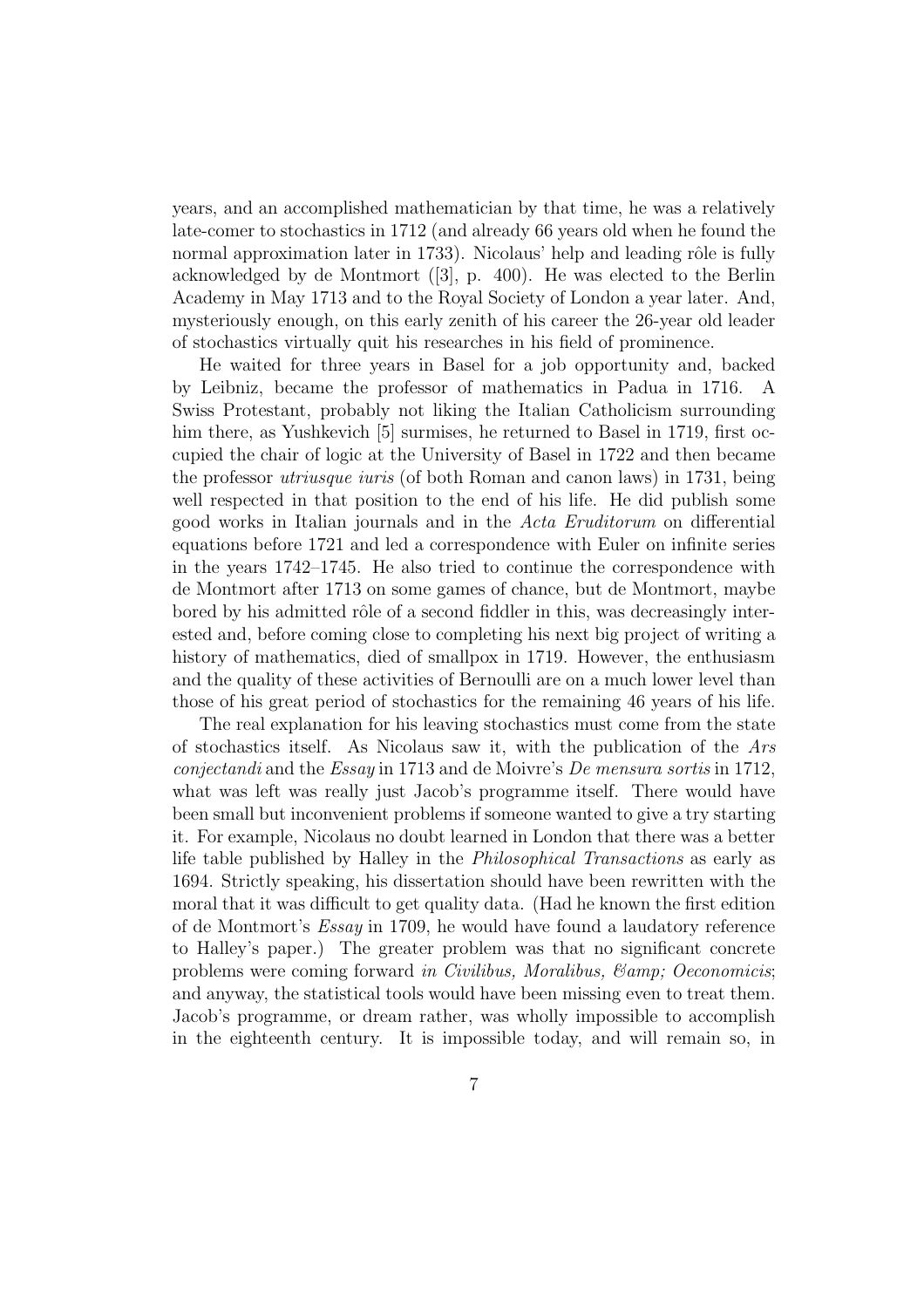years, and an accomplished mathematician by that time, he was a relatively late-comer to stochastics in 1712 (and already 66 years old when he found the normal approximation later in 1733). Nicolaus' help and leading rôle is fully acknowledged by de Montmort ([3], p. 400). He was elected to the Berlin Academy in May 1713 and to the Royal Society of London a year later. And, mysteriously enough, on this early zenith of his career the 26-year old leader of stochastics virtually quit his researches in his field of prominence.

He waited for three years in Basel for a job opportunity and, backed by Leibniz, became the professor of mathematics in Padua in 1716. A Swiss Protestant, probably not liking the Italian Catholicism surrounding him there, as Yushkevich [5] surmises, he returned to Basel in 1719, first occupied the chair of logic at the University of Basel in 1722 and then became the professor *utriusque iuris* (of both Roman and canon laws) in 1731, being well respected in that position to the end of his life. He did publish some good works in Italian journals and in the *Acta Eruditorum* on differential equations before 1721 and led a correspondence with Euler on infinite series in the years 1742–1745. He also tried to continue the correspondence with de Montmort after 1713 on some games of chance, but de Montmort, maybe bored by his admitted rôle of a second fiddler in this, was decreasingly interested and, before coming close to completing his next big project of writing a history of mathematics, died of smallpox in 1719. However, the enthusiasm and the quality of these activities of Bernoulli are on a much lower level than those of his great period of stochastics for the remaining 46 years of his life.

The real explanation for his leaving stochastics must come from the state of stochastics itself. As Nicolaus saw it, with the publication of the *Ars conjectandi* and the *Essay* in 1713 and de Moivre's *De mensura sortis* in 1712, what was left was really just Jacob's programme itself. There would have been small but inconvenient problems if someone wanted to give a try starting it. For example, Nicolaus no doubt learned in London that there was a better life table published by Halley in the *Philosophical Transactions* as early as 1694. Strictly speaking, his dissertation should have been rewritten with the moral that it was difficult to get quality data. (Had he known the first edition of de Montmort's *Essay* in 1709, he would have found a laudatory reference to Halley's paper.) The greater problem was that no significant concrete problems were coming forward *in Civilibus, Moralibus, &amp; Oeconomicis*; and anyway, the statistical tools would have been missing even to treat them. Jacob's programme, or dream rather, was wholly impossible to accomplish in the eighteenth century. It is impossible today, and will remain so, in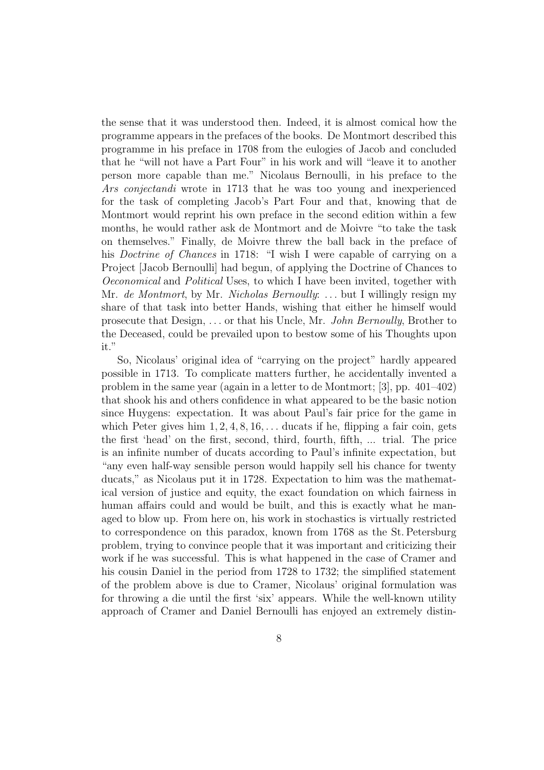the sense that it was understood then. Indeed, it is almost comical how the programme appears in the prefaces of the books. De Montmort described this programme in his preface in 1708 from the eulogies of Jacob and concluded that he "will not have a Part Four" in his work and will "leave it to another person more capable than me." Nicolaus Bernoulli, in his preface to the *Ars conjectandi* wrote in 1713 that he was too young and inexperienced for the task of completing Jacob's Part Four and that, knowing that de Montmort would reprint his own preface in the second edition within a few months, he would rather ask de Montmort and de Moivre "to take the task on themselves." Finally, de Moivre threw the ball back in the preface of his *Doctrine of Chances* in 1718: "I wish I were capable of carrying on a Project [Jacob Bernoulli] had begun, of applying the Doctrine of Chances to *Oeconomical* and *Political* Uses, to which I have been invited, together with Mr. *de Montmort*, by Mr. *Nicholas Bernoully*: ... but I willingly resign my share of that task into better Hands, wishing that either he himself would prosecute that Design, ... or that his Uncle, Mr. *John Bernoully*, Brother to the Deceased, could be prevailed upon to bestow some of his Thoughts upon it."

So, Nicolaus' original idea of "carrying on the project" hardly appeared possible in 1713. To complicate matters further, he accidentally invented a problem in the same year (again in a letter to de Montmort; [3], pp. 401–402) that shook his and others confidence in what appeared to be the basic notion since Huygens: expectation. It was about Paul's fair price for the game in which Peter gives him $1, 2, 4, 8, 16, \ldots$ ducats if he, flipping a fair coin, gets the first 'head' on the first, second, third, fourth, fifth, ... trial. The price is an infinite number of ducats according to Paul's infinite expectation, but "any even half-way sensible person would happily sell his chance for twenty ducats," as Nicolaus put it in 1728. Expectation to him was the mathematical version of justice and equity, the exact foundation on which fairness in human affairs could and would be built, and this is exactly what he managed to blow up. From here on, his work in stochastics is virtually restricted to correspondence on this paradox, known from 1768 as the St. Petersburg problem, trying to convince people that it was important and criticizing their work if he was successful. This is what happened in the case of Cramer and his cousin Daniel in the period from 1728 to 1732; the simplified statement of the problem above is due to Cramer, Nicolaus' original formulation was for throwing a die until the first 'six' appears. While the well-known utility approach of Cramer and Daniel Bernoulli has enjoyed an extremely distin-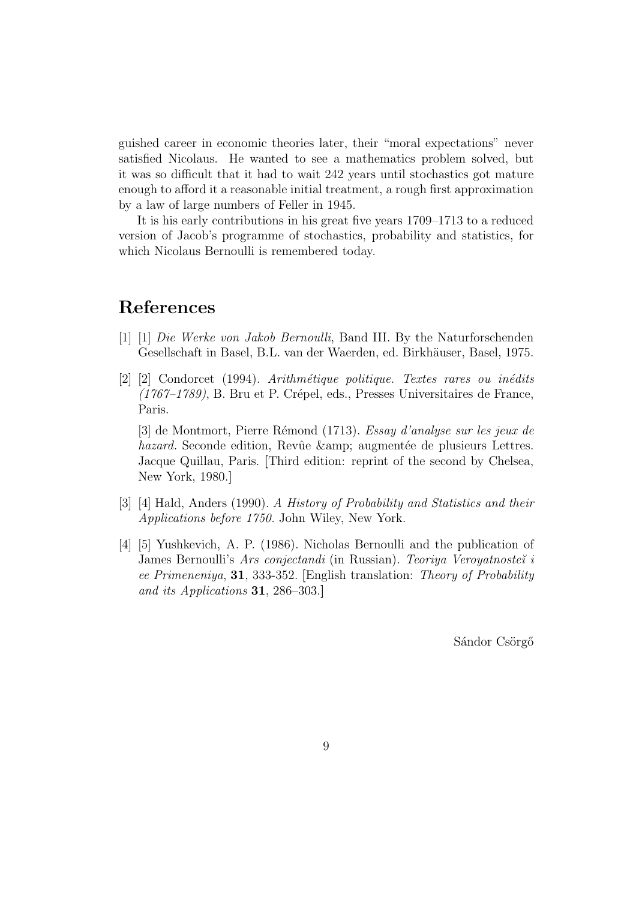guished career in economic theories later, their "moral expectations" never satisfied Nicolaus. He wanted to see a mathematics problem solved, but it was so difficult that it had to wait 242 years until stochastics got mature enough to afford it a reasonable initial treatment, a rough first approximation by a law of large numbers of Feller in 1945.

It is his early contributions in his great five years 1709–1713 to a reduced version of Jacob's programme of stochastics, probability and statistics, for which Nicolaus Bernoulli is remembered today.

## References

[1] [1] *Die Werke von Jakob Bernoulli*, Band III. By the Naturforschenden Gesellschaft in Basel, B.L. van der Waerden, ed. Birkhäuser, Basel, 1975.

[2] [2] Condorcet (1994). *Arithmétique politique. Textes rares ou inédits (1767–1789)*, B. Bru et P. Crépel, eds., Presses Universitaires de France, Paris.

[3] de Montmort, Pierre Rémond (1713). *Essay d'analyse sur les jeux de hazard.* Seconde edition, Revûe &amp; augmentée de plusieurs Lettres. Jacque Quillau, Paris. [Third edition: reprint of the second by Chelsea, New York, 1980.]

[3] [4] Hald, Anders (1990). *A History of Probability and Statistics and their Applications before 1750.* John Wiley, New York.

[4] [5] Yushkevich, A. P. (1986). Nicholas Bernoulli and the publication of James Bernoulli's *Ars conjectandi* (in Russian). *Teoriya Veroyatnosteĭ i ee Primeneniya*, **31**, 333-352. [English translation: *Theory of Probability and its Applications* **31**, 286–303.]

Sándor Csörgő